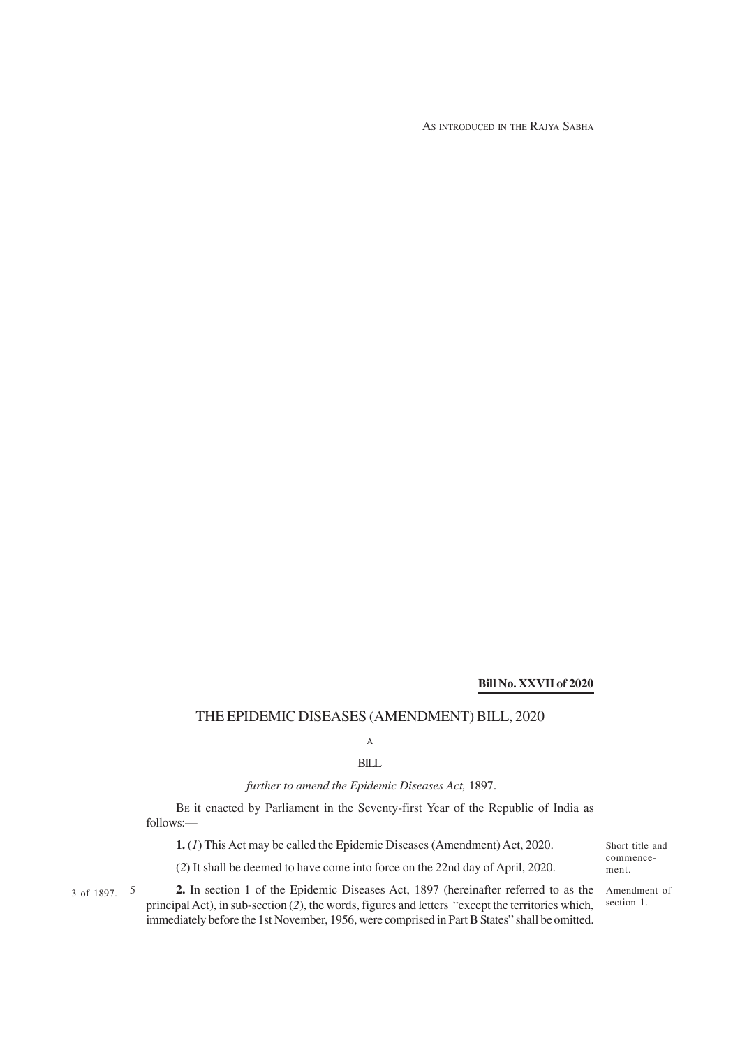AS INTRODUCED IN THE RAJYA SABHA

**Bill No. XXVII of 2020**

# THE EPIDEMIC DISEASES (AMENDMENT) BILL, 2020

A

BILL

*further to amend the Epidemic Diseases Act,* 1897.

BE it enacted by Parliament in the Seventy-first Year of the Republic of India as follows:—

Short title and commencement.

**1.** (*1*) This Act may be called the Epidemic Diseases (Amendment) Act, 2020.

(*2*) It shall be deemed to have come into force on the 22nd day of April, 2020.

Amendment of section 1.

3 of 1897.

**2.** In section 1 of the Epidemic Diseases Act, 1897 (hereinafter referred to as the principal Act), in sub-section (*2*), the words, figures and letters "except the territories which, immediately before the 1st November, 1956, were comprised in Part B States" shall be omitted.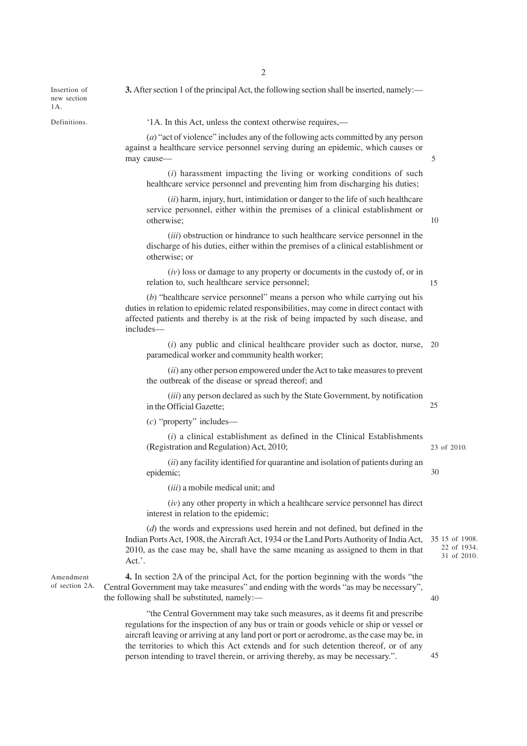*Insertion of new section 1A.*

**3.** After section 1 of the principal Act, the following section shall be inserted, namely:—

*Definitions.*

'1A. In this Act, unless the context otherwise requires,—

(*a*) "act of violence" includes any of the following acts committed by any person against a healthcare service personnel serving during an epidemic, which causes or may cause—

(*i*) harassment impacting the living or working conditions of such healthcare service personnel and preventing him from discharging his duties;

(*ii*) harm, injury, hurt, intimidation or danger to the life of such healthcare service personnel, either within the premises of a clinical establishment or otherwise;

(*iii*) obstruction or hindrance to such healthcare service personnel in the discharge of his duties, either within the premises of a clinical establishment or otherwise; or

(*iv*) loss or damage to any property or documents in the custody of, or in relation to, such healthcare service personnel;

(*b*) "healthcare service personnel" means a person who while carrying out his duties in relation to epidemic related responsibilities, may come in direct contact with affected patients and thereby is at the risk of being impacted by such disease, and includes—

(*i*) any public and clinical healthcare provider such as doctor, nurse, paramedical worker and community health worker;

(*ii*) any other person empowered under the Act to take measures to prevent the outbreak of the disease or spread thereof; and

(*iii*) any person declared as such by the State Government, by notification in the Official Gazette;

(*c*) "property" includes—

(*i*) a clinical establishment as defined in the Clinical Establishments (Registration and Regulation) Act, 2010; *23 of 2010.*

(*ii*) any facility identified for quarantine and isolation of patients during an epidemic;

(*iii*) a mobile medical unit; and

(*iv*) any other property in which a healthcare service personnel has direct interest in relation to the epidemic;

(*d*) the words and expressions used herein and not defined, but defined in the Indian Ports Act, 1908, the Aircraft Act, 1934 or the Land Ports Authority of India Act, 2010, as the case may be, shall have the same meaning as assigned to them in that Act.'. *15 of 1908. 22 of 1934. 31 of 2010.*

*Amendment of section 2A.*

**4.** In section 2A of the principal Act, for the portion beginning with the words "the Central Government may take measures" and ending with the words "as may be necessary", the following shall be substituted, namely:—

"the Central Government may take such measures, as it deems fit and prescribe regulations for the inspection of any bus or train or goods vehicle or ship or vessel or aircraft leaving or arriving at any land port or port or aerodrome, as the case may be, in the territories to which this Act extends and for such detention thereof, or of any person intending to travel therein, or arriving thereby, as may be necessary.".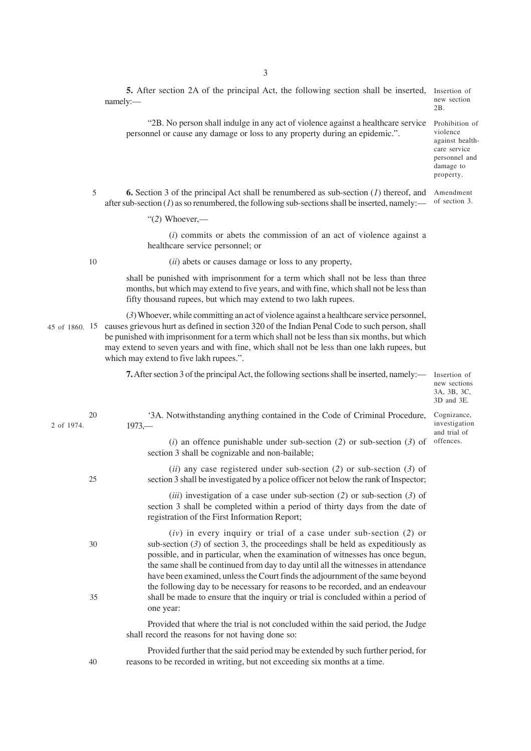**5.** After section 2A of the principal Act, the following section shall be inserted, namely:—

*Insertion of new section 2B.*

"2B. No person shall indulge in any act of violence against a healthcare service personnel or cause any damage or loss to any property during an epidemic.".

*Prohibition of violence against health-care service personnel and damage to property.*

**6.** Section 3 of the principal Act shall be renumbered as sub-section (*1*) thereof, and after sub-section (*1*) as so renumbered, the following sub-sections shall be inserted, namely:—

*Amendment of section 3.*

"(*2*) Whoever,—

(*i*) commits or abets the commission of an act of violence against a healthcare service personnel; or

(*ii*) abets or causes damage or loss to any property,

shall be punished with imprisonment for a term which shall not be less than three months, but which may extend to five years, and with fine, which shall not be less than fifty thousand rupees, but which may extend to two lakh rupees.

(*3*) Whoever, while committing an act of violence against a healthcare service personnel, causes grievous hurt as defined in section 320 of the Indian Penal Code to such person, shall be punished with imprisonment for a term which shall not be less than six months, but which may extend to seven years and with fine, which shall not be less than one lakh rupees, but which may extend to five lakh rupees.".

*45 of 1860.*

**7.** After section 3 of the principal Act, the following sections shall be inserted, namely:—

*Insertion of new sections 3A, 3B, 3C, 3D and 3E.*

'3A. Notwithstanding anything contained in the Code of Criminal Procedure, 1973,—

*2 of 1974.*

*Cognizance, investigation and trial of offences.*

(*i*) an offence punishable under sub-section (*2*) or sub-section (*3*) of section 3 shall be cognizable and non-bailable;

(*ii*) any case registered under sub-section (*2*) or sub-section (*3*) of section 3 shall be investigated by a police officer not below the rank of Inspector;

(*iii*) investigation of a case under sub-section (*2*) or sub-section (*3*) of section 3 shall be completed within a period of thirty days from the date of registration of the First Information Report;

(*iv*) in every inquiry or trial of a case under sub-section (*2*) or sub-section (*3*) of section 3, the proceedings shall be held as expeditiously as possible, and in particular, when the examination of witnesses has once begun, the same shall be continued from day to day until all the witnesses in attendance have been examined, unless the Court finds the adjournment of the same beyond the following day to be necessary for reasons to be recorded, and an endeavour shall be made to ensure that the inquiry or trial is concluded within a period of one year:

Provided that where the trial is not concluded within the said period, the Judge shall record the reasons for not having done so:

Provided further that the said period may be extended by such further period, for reasons to be recorded in writing, but not exceeding six months at a time.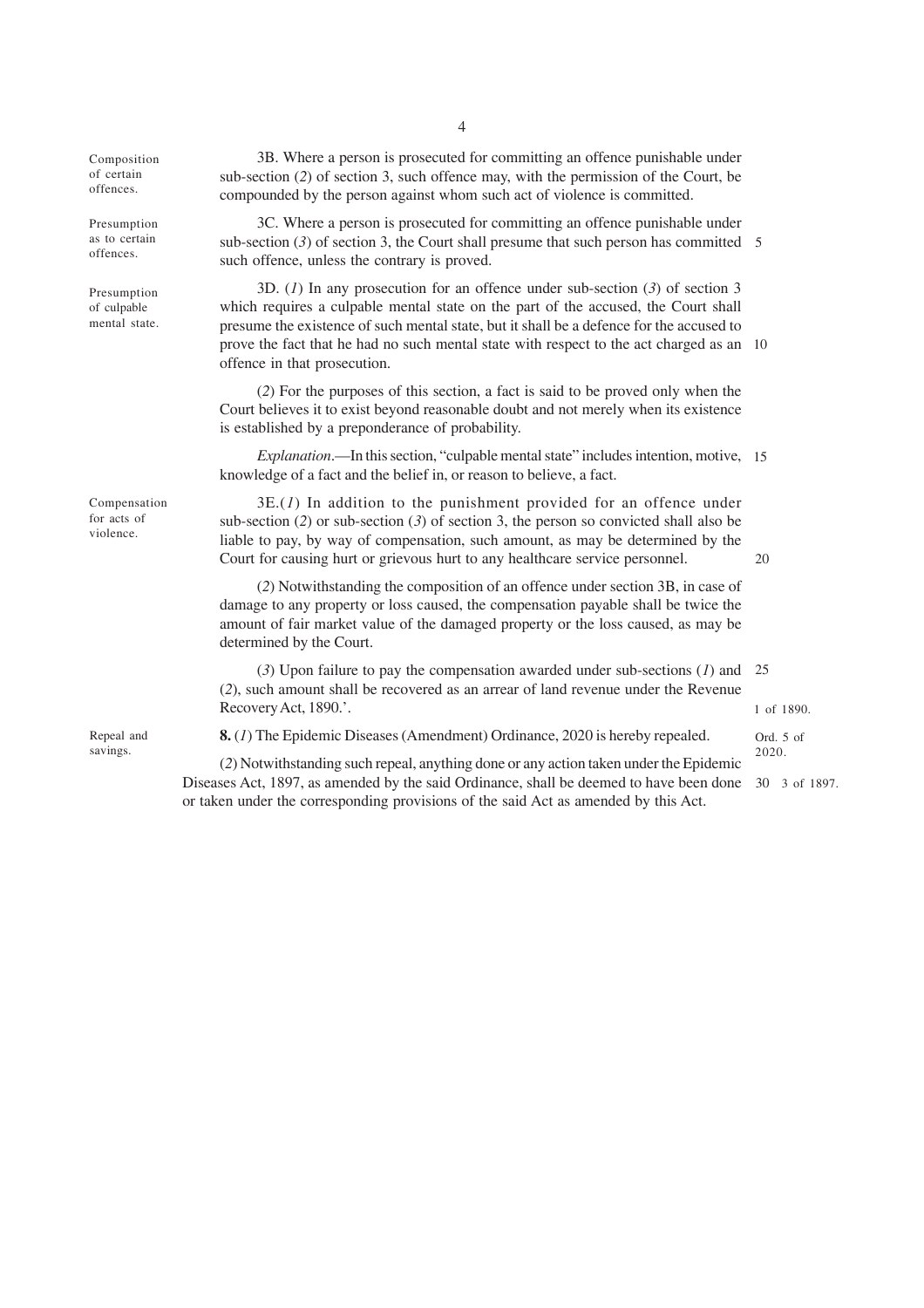*Composition of certain offences.*

3B. Where a person is prosecuted for committing an offence punishable under sub-section (*2*) of section 3, such offence may, with the permission of the Court, be compounded by the person against whom such act of violence is committed.

*Presumption as to certain offences.*

3C. Where a person is prosecuted for committing an offence punishable under sub-section (*3*) of section 3, the Court shall presume that such person has committed such offence, unless the contrary is proved.

*Presumption of culpable mental state.*

3D. (*1*) In any prosecution for an offence under sub-section (*3*) of section 3 which requires a culpable mental state on the part of the accused, the Court shall presume the existence of such mental state, but it shall be a defence for the accused to prove the fact that he had no such mental state with respect to the act charged as an offence in that prosecution.

(*2*) For the purposes of this section, a fact is said to be proved only when the Court believes it to exist beyond reasonable doubt and not merely when its existence is established by a preponderance of probability.

*Explanation*.—In this section, "culpable mental state" includes intention, motive, knowledge of a fact and the belief in, or reason to believe, a fact.

*Compensation for acts of violence.*

3E.(*1*) In addition to the punishment provided for an offence under sub-section (*2*) or sub-section (*3*) of section 3, the person so convicted shall also be liable to pay, by way of compensation, such amount, as may be determined by the Court for causing hurt or grievous hurt to any healthcare service personnel.

(*2*) Notwithstanding the composition of an offence under section 3B, in case of damage to any property or loss caused, the compensation payable shall be twice the amount of fair market value of the damaged property or the loss caused, as may be determined by the Court.

(*3*) Upon failure to pay the compensation awarded under sub-sections (*1*) and (*2*), such amount shall be recovered as an arrear of land revenue under the Revenue Recovery Act, 1890.'.

*1 of 1890.*

*Repeal and savings.*

**8.** (*1*) The Epidemic Diseases (Amendment) Ordinance, 2020 is hereby repealed.

*Ord. 5 of 2020.*

(*2*) Notwithstanding such repeal, anything done or any action taken under the Epidemic Diseases Act, 1897, as amended by the said Ordinance, shall be deemed to have been done or taken under the corresponding provisions of the said Act as amended by this Act.

*3 of 1897.*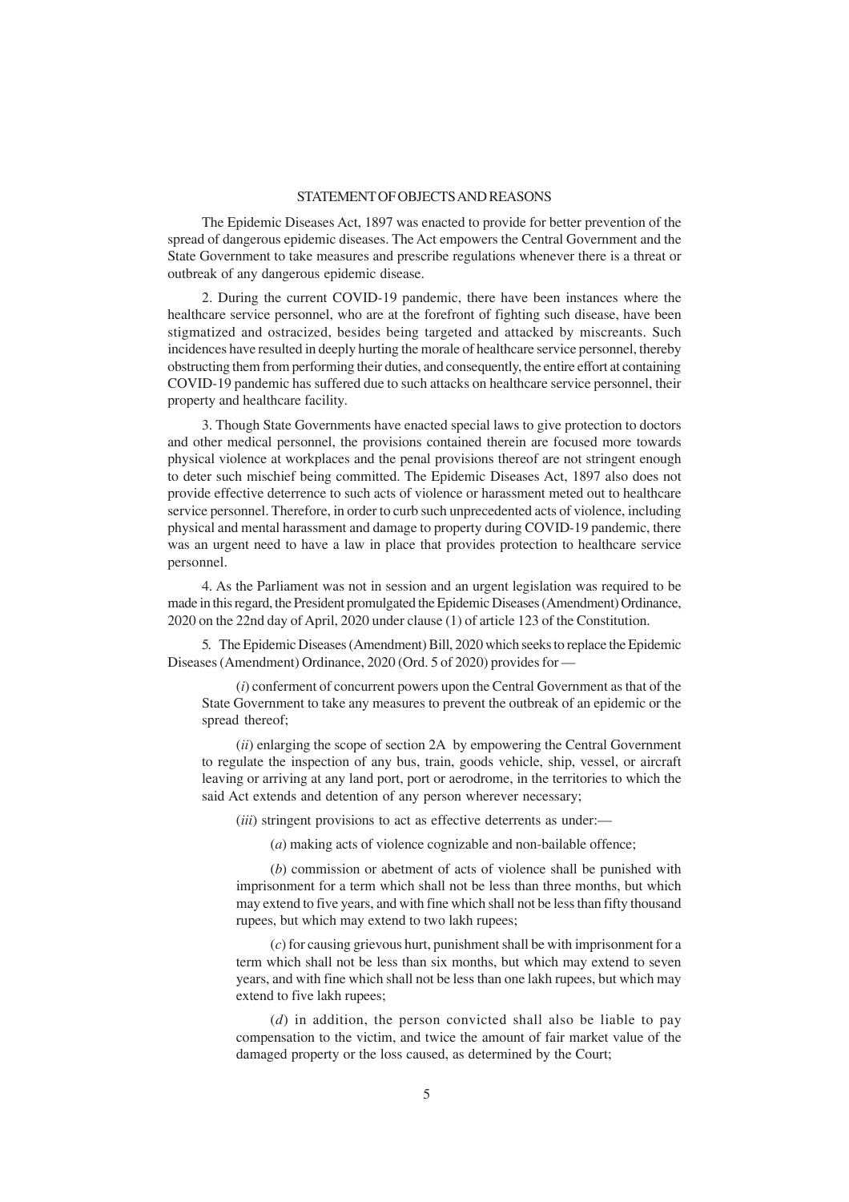## STATEMENT OF OBJECTS AND REASONS

The Epidemic Diseases Act, 1897 was enacted to provide for better prevention of the spread of dangerous epidemic diseases. The Act empowers the Central Government and the State Government to take measures and prescribe regulations whenever there is a threat or outbreak of any dangerous epidemic disease.

2. During the current COVID-19 pandemic, there have been instances where the healthcare service personnel, who are at the forefront of fighting such disease, have been stigmatized and ostracized, besides being targeted and attacked by miscreants. Such incidences have resulted in deeply hurting the morale of healthcare service personnel, thereby obstructing them from performing their duties, and consequently, the entire effort at containing COVID-19 pandemic has suffered due to such attacks on healthcare service personnel, their property and healthcare facility.

3. Though State Governments have enacted special laws to give protection to doctors and other medical personnel, the provisions contained therein are focused more towards physical violence at workplaces and the penal provisions thereof are not stringent enough to deter such mischief being committed. The Epidemic Diseases Act, 1897 also does not provide effective deterrence to such acts of violence or harassment meted out to healthcare service personnel. Therefore, in order to curb such unprecedented acts of violence, including physical and mental harassment and damage to property during COVID-19 pandemic, there was an urgent need to have a law in place that provides protection to healthcare service personnel.

4. As the Parliament was not in session and an urgent legislation was required to be made in this regard, the President promulgated the Epidemic Diseases (Amendment) Ordinance, 2020 on the 22nd day of April, 2020 under clause (1) of article 123 of the Constitution.

5. The Epidemic Diseases (Amendment) Bill, 2020 which seeks to replace the Epidemic Diseases (Amendment) Ordinance, 2020 (Ord. 5 of 2020) provides for —

(*i*) conferment of concurrent powers upon the Central Government as that of the State Government to take any measures to prevent the outbreak of an epidemic or the spread thereof;

(*ii*) enlarging the scope of section 2A by empowering the Central Government to regulate the inspection of any bus, train, goods vehicle, ship, vessel, or aircraft leaving or arriving at any land port, port or aerodrome, in the territories to which the said Act extends and detention of any person wherever necessary;

(*iii*) stringent provisions to act as effective deterrents as under:—

(*a*) making acts of violence cognizable and non-bailable offence;

(*b*) commission or abetment of acts of violence shall be punished with imprisonment for a term which shall not be less than three months, but which may extend to five years, and with fine which shall not be less than fifty thousand rupees, but which may extend to two lakh rupees;

(*c*) for causing grievous hurt, punishment shall be with imprisonment for a term which shall not be less than six months, but which may extend to seven years, and with fine which shall not be less than one lakh rupees, but which may extend to five lakh rupees;

(*d*) in addition, the person convicted shall also be liable to pay compensation to the victim, and twice the amount of fair market value of the damaged property or the loss caused, as determined by the Court;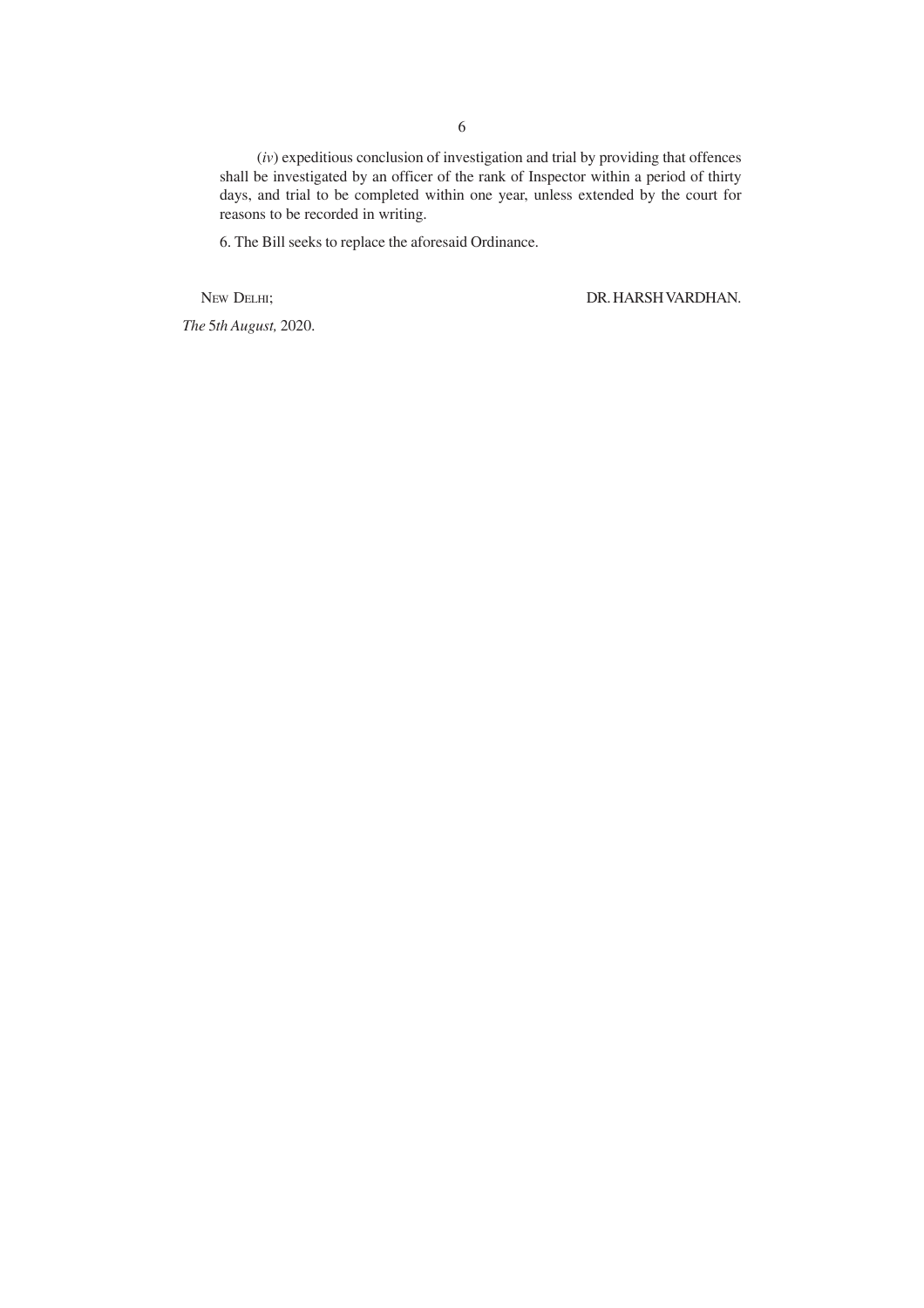(*iv*) expeditious conclusion of investigation and trial by providing that offences shall be investigated by an officer of the rank of Inspector within a period of thirty days, and trial to be completed within one year, unless extended by the court for reasons to be recorded in writing.

6. The Bill seeks to replace the aforesaid Ordinance.

NEW DELHI; DR. HARSH VARDHAN.

*The* 5*th August,* 2020.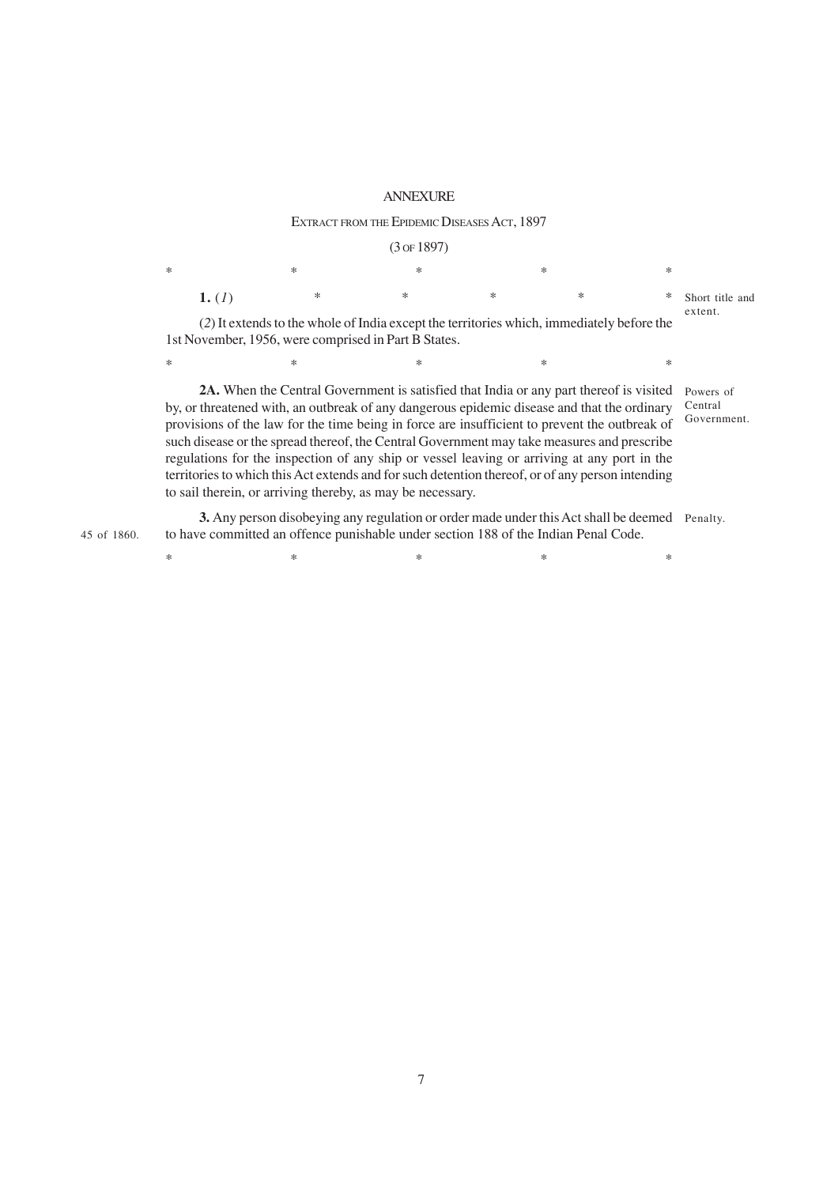ANNEXURE

EXTRACT FROM THE EPIDEMIC DISEASES ACT, 1897

(3 OF 1897)

\*                    \*                    \*                    \*                    \*

**1.** (*1*)          \*          \*          \*          \*          \*          Short title and extent.

(*2*) It extends to the whole of India except the territories which, immediately before the 1st November, 1956, were comprised in Part B States.

\*                    \*                    \*                    \*                    \*

Powers of Central Government.

**2A.** When the Central Government is satisfied that India or any part thereof is visited by, or threatened with, an outbreak of any dangerous epidemic disease and that the ordinary provisions of the law for the time being in force are insufficient to prevent the outbreak of such disease or the spread thereof, the Central Government may take measures and prescribe regulations for the inspection of any ship or vessel leaving or arriving at any port in the territories to which this Act extends and for such detention thereof, or of any person intending to sail therein, or arriving thereby, as may be necessary.

Penalty.

**3.** Any person disobeying any regulation or order made under this Act shall be deemed to have committed an offence punishable under section 188 of the Indian Penal Code.

45 of 1860.

\*                    \*                    \*                    \*                    \*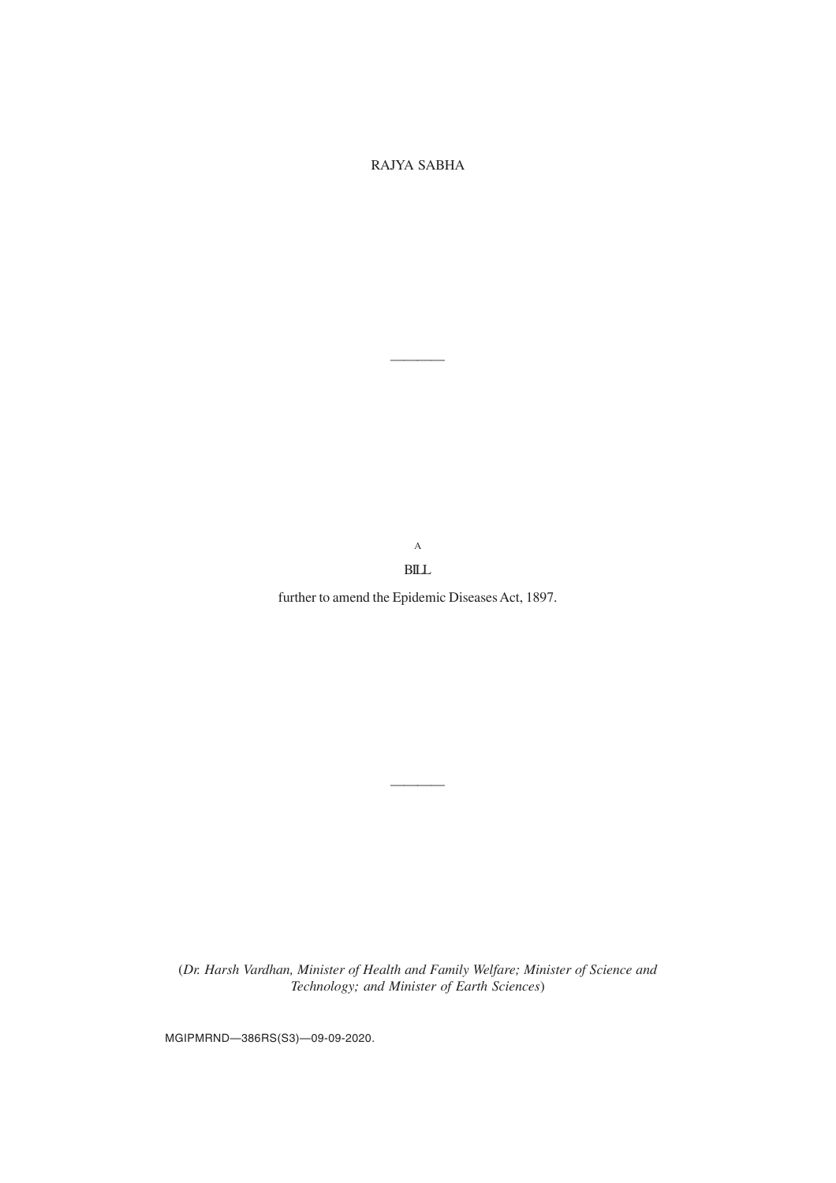RAJYA SABHA

————

A

BILL

further to amend the Epidemic Diseases Act, 1897.

————

(*Dr. Harsh Vardhan, Minister of Health and Family Welfare; Minister of Science and Technology; and Minister of Earth Sciences*)

MGIPMRND—386RS(S3)—09-09-2020.